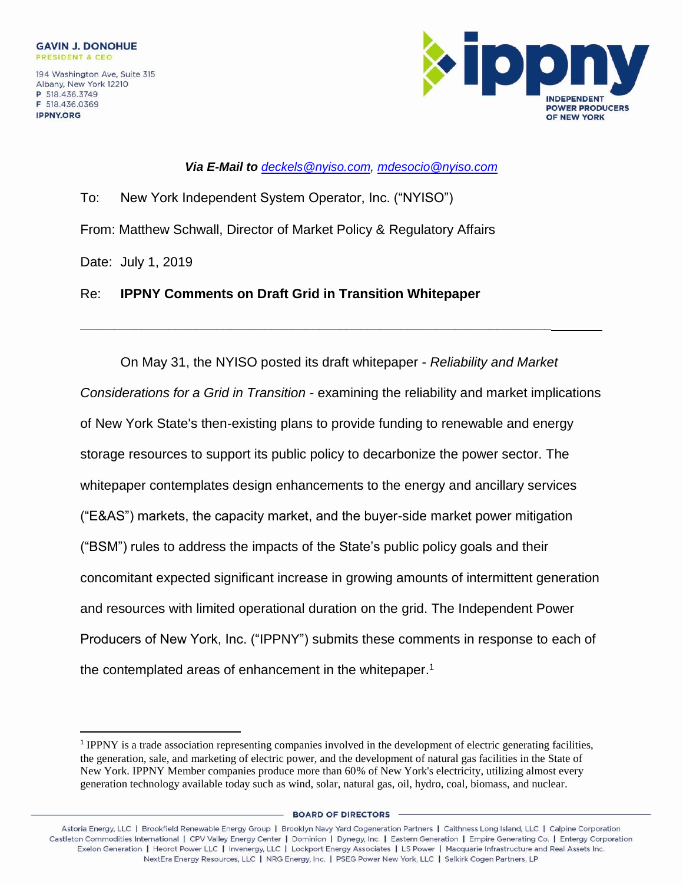**GAVIN J. DONOHUE**
PRESIDENT & CEO

194 Washington Ave, Suite 315
Albany, New York 12210
P 518.436.3749
F 518.436.0369
IPPNY.ORG

ippny
INDEPENDENT POWER PRODUCERS OF NEW YORK

***Via E-Mail to** deckels@nyiso.com, mdesocio@nyiso.com*

To: New York Independent System Operator, Inc. ("NYISO")

From: Matthew Schwall, Director of Market Policy & Regulatory Affairs

Date: July 1, 2019

Re: **IPPNY Comments on Draft Grid in Transition Whitepaper**

---

On May 31, the NYISO posted its draft whitepaper - *Reliability and Market Considerations for a Grid in Transition* - examining the reliability and market implications of New York State's then-existing plans to provide funding to renewable and energy storage resources to support its public policy to decarbonize the power sector. The whitepaper contemplates design enhancements to the energy and ancillary services ("E&AS") markets, the capacity market, and the buyer-side market power mitigation ("BSM") rules to address the impacts of the State's public policy goals and their concomitant expected significant increase in growing amounts of intermittent generation and resources with limited operational duration on the grid. The Independent Power Producers of New York, Inc. ("IPPNY") submits these comments in response to each of the contemplated areas of enhancement in the whitepaper.[1]

[1] IPPNY is a trade association representing companies involved in the development of electric generating facilities, the generation, sale, and marketing of electric power, and the development of natural gas facilities in the State of New York. IPPNY Member companies produce more than 60% of New York's electricity, utilizing almost every generation technology available today such as wind, solar, natural gas, oil, hydro, coal, biomass, and nuclear.

**BOARD OF DIRECTORS**

Astoria Energy, LLC | Brookfield Renewable Energy Group | Brooklyn Navy Yard Cogeneration Partners | Caithness Long Island, LLC | Calpine Corporation
Castleton Commodities International | CPV Valley Energy Center | Dominion | Dynegy, Inc. | Eastern Generation | Empire Generating Co. | Entergy Corporation
Exelon Generation | Heorot Power LLC | Invenergy, LLC | Lockport Energy Associates | LS Power | Macquarie Infrastructure and Real Assets Inc.
NextEra Energy Resources, LLC | NRG Energy, Inc. | PSEG Power New York, LLC | Selkirk Cogen Partners, LP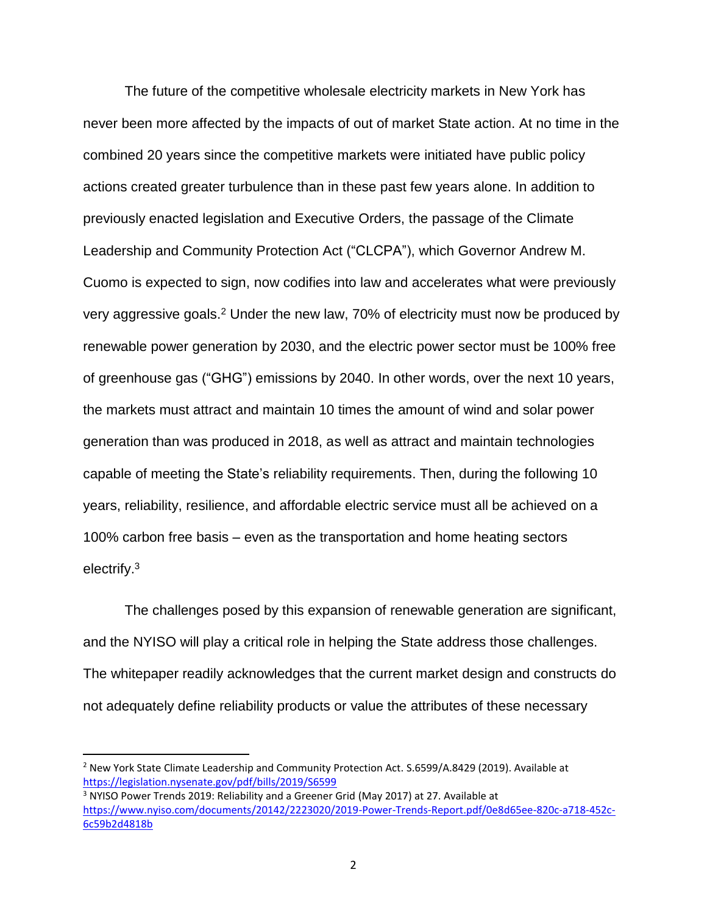The future of the competitive wholesale electricity markets in New York has never been more affected by the impacts of out of market State action. At no time in the combined 20 years since the competitive markets were initiated have public policy actions created greater turbulence than in these past few years alone. In addition to previously enacted legislation and Executive Orders, the passage of the Climate Leadership and Community Protection Act ("CLCPA"), which Governor Andrew M. Cuomo is expected to sign, now codifies into law and accelerates what were previously very aggressive goals.[2] Under the new law, 70% of electricity must now be produced by renewable power generation by 2030, and the electric power sector must be 100% free of greenhouse gas ("GHG") emissions by 2040. In other words, over the next 10 years, the markets must attract and maintain 10 times the amount of wind and solar power generation than was produced in 2018, as well as attract and maintain technologies capable of meeting the State's reliability requirements. Then, during the following 10 years, reliability, resilience, and affordable electric service must all be achieved on a 100% carbon free basis – even as the transportation and home heating sectors electrify.[3]

The challenges posed by this expansion of renewable generation are significant, and the NYISO will play a critical role in helping the State address those challenges. The whitepaper readily acknowledges that the current market design and constructs do not adequately define reliability products or value the attributes of these necessary

[2] New York State Climate Leadership and Community Protection Act. S.6599/A.8429 (2019). Available at https://legislation.nysenate.gov/pdf/bills/2019/S6599

[3] NYISO Power Trends 2019: Reliability and a Greener Grid (May 2017) at 27. Available at https://www.nyiso.com/documents/20142/2223020/2019-Power-Trends-Report.pdf/0e8d65ee-820c-a718-452c-6c59b2d4818b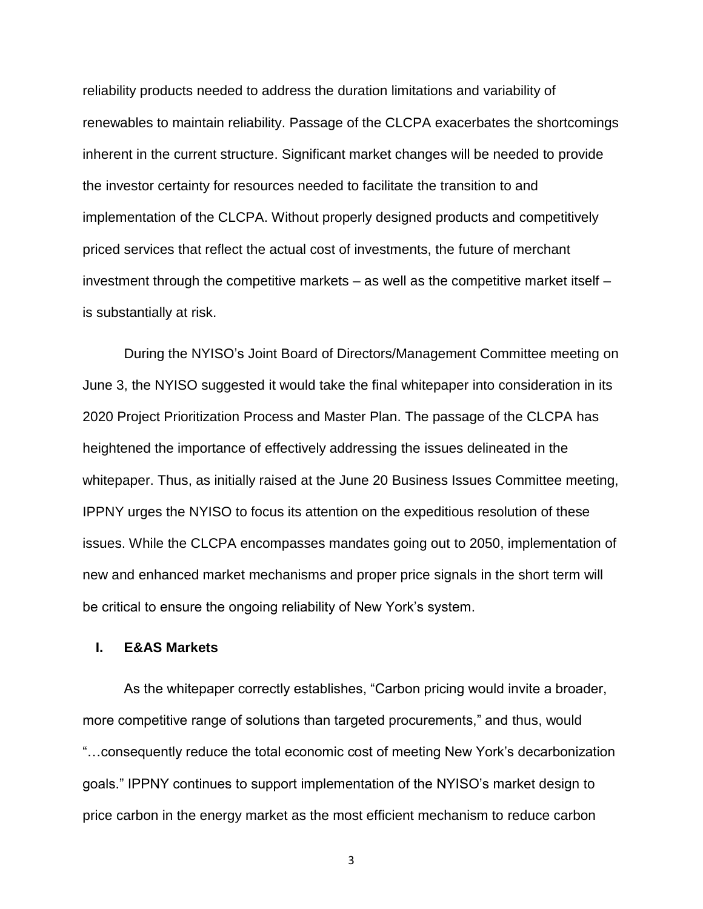reliability products needed to address the duration limitations and variability of renewables to maintain reliability. Passage of the CLCPA exacerbates the shortcomings inherent in the current structure. Significant market changes will be needed to provide the investor certainty for resources needed to facilitate the transition to and implementation of the CLCPA. Without properly designed products and competitively priced services that reflect the actual cost of investments, the future of merchant investment through the competitive markets – as well as the competitive market itself – is substantially at risk.

During the NYISO's Joint Board of Directors/Management Committee meeting on June 3, the NYISO suggested it would take the final whitepaper into consideration in its 2020 Project Prioritization Process and Master Plan. The passage of the CLCPA has heightened the importance of effectively addressing the issues delineated in the whitepaper. Thus, as initially raised at the June 20 Business Issues Committee meeting, IPPNY urges the NYISO to focus its attention on the expeditious resolution of these issues. While the CLCPA encompasses mandates going out to 2050, implementation of new and enhanced market mechanisms and proper price signals in the short term will be critical to ensure the ongoing reliability of New York's system.

## I. E&AS Markets

As the whitepaper correctly establishes, "Carbon pricing would invite a broader, more competitive range of solutions than targeted procurements," and thus, would "…consequently reduce the total economic cost of meeting New York's decarbonization goals." IPPNY continues to support implementation of the NYISO's market design to price carbon in the energy market as the most efficient mechanism to reduce carbon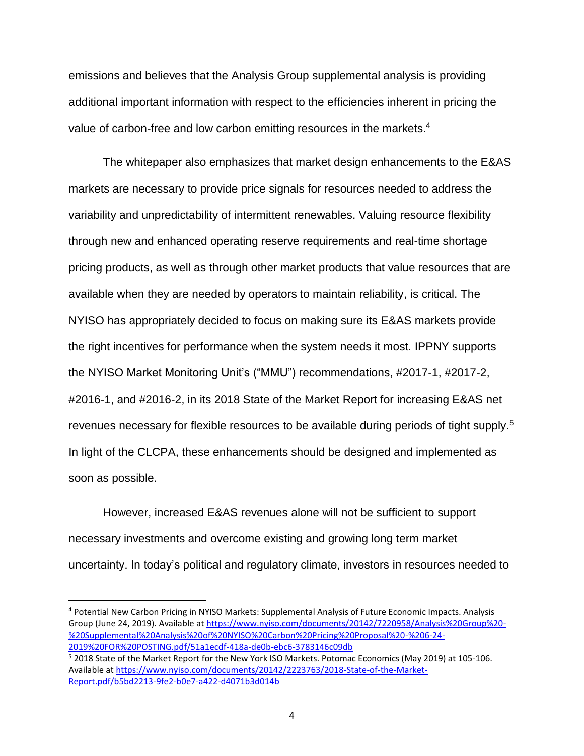emissions and believes that the Analysis Group supplemental analysis is providing additional important information with respect to the efficiencies inherent in pricing the value of carbon-free and low carbon emitting resources in the markets.[4]

The whitepaper also emphasizes that market design enhancements to the E&AS markets are necessary to provide price signals for resources needed to address the variability and unpredictability of intermittent renewables. Valuing resource flexibility through new and enhanced operating reserve requirements and real-time shortage pricing products, as well as through other market products that value resources that are available when they are needed by operators to maintain reliability, is critical. The NYISO has appropriately decided to focus on making sure its E&AS markets provide the right incentives for performance when the system needs it most. IPPNY supports the NYISO Market Monitoring Unit's ("MMU") recommendations, #2017-1, #2017-2, #2016-1, and #2016-2, in its 2018 State of the Market Report for increasing E&AS net revenues necessary for flexible resources to be available during periods of tight supply.[5] In light of the CLCPA, these enhancements should be designed and implemented as soon as possible.

However, increased E&AS revenues alone will not be sufficient to support necessary investments and overcome existing and growing long term market uncertainty. In today's political and regulatory climate, investors in resources needed to

---

[4] Potential New Carbon Pricing in NYISO Markets: Supplemental Analysis of Future Economic Impacts. Analysis Group (June 24, 2019). Available at https://www.nyiso.com/documents/20142/7220958/Analysis%20Group%20-%20Supplemental%20Analysis%20of%20NYISO%20Carbon%20Pricing%20Proposal%20-%206-24-2019%20FOR%20POSTING.pdf/51a1ecdf-418a-de0b-ebc6-3783146c09db

[5] 2018 State of the Market Report for the New York ISO Markets. Potomac Economics (May 2019) at 105-106. Available at https://www.nyiso.com/documents/20142/2223763/2018-State-of-the-Market-Report.pdf/b5bd2213-9fe2-b0e7-a422-d4071b3d014b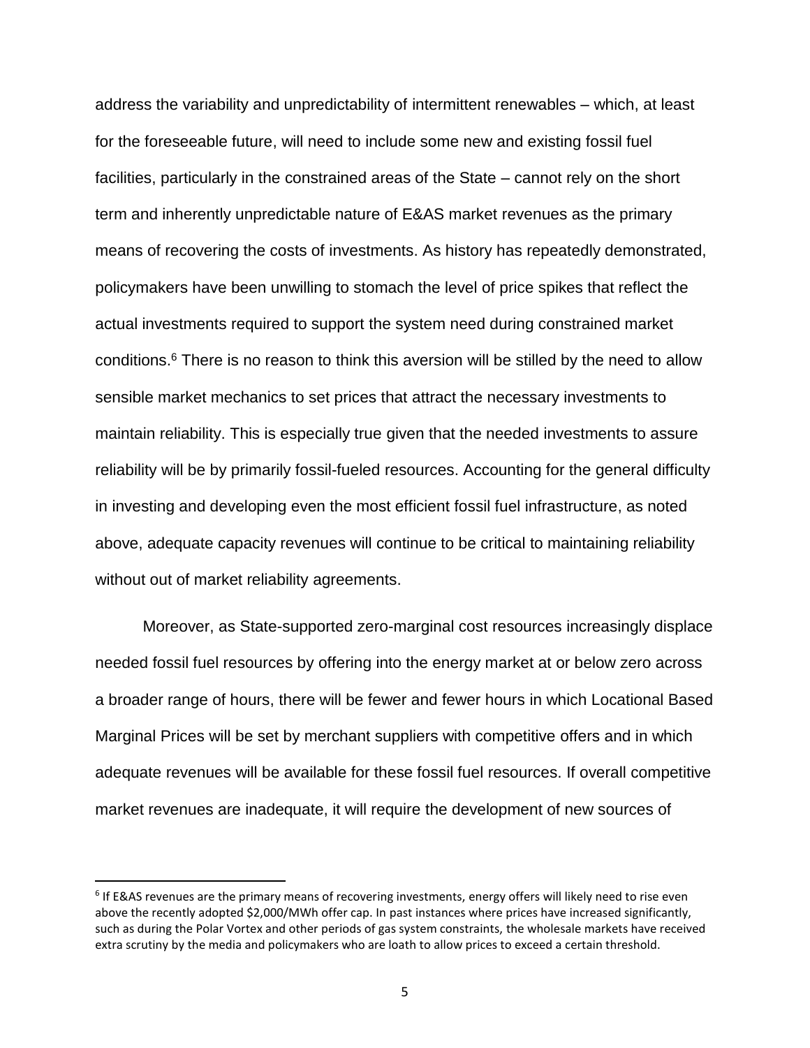address the variability and unpredictability of intermittent renewables – which, at least for the foreseeable future, will need to include some new and existing fossil fuel facilities, particularly in the constrained areas of the State – cannot rely on the short term and inherently unpredictable nature of E&AS market revenues as the primary means of recovering the costs of investments. As history has repeatedly demonstrated, policymakers have been unwilling to stomach the level of price spikes that reflect the actual investments required to support the system need during constrained market conditions.[6] There is no reason to think this aversion will be stilled by the need to allow sensible market mechanics to set prices that attract the necessary investments to maintain reliability. This is especially true given that the needed investments to assure reliability will be by primarily fossil-fueled resources. Accounting for the general difficulty in investing and developing even the most efficient fossil fuel infrastructure, as noted above, adequate capacity revenues will continue to be critical to maintaining reliability without out of market reliability agreements.

Moreover, as State-supported zero-marginal cost resources increasingly displace needed fossil fuel resources by offering into the energy market at or below zero across a broader range of hours, there will be fewer and fewer hours in which Locational Based Marginal Prices will be set by merchant suppliers with competitive offers and in which adequate revenues will be available for these fossil fuel resources. If overall competitive market revenues are inadequate, it will require the development of new sources of

---

[6] If E&AS revenues are the primary means of recovering investments, energy offers will likely need to rise even above the recently adopted $2,000/MWh offer cap. In past instances where prices have increased significantly, such as during the Polar Vortex and other periods of gas system constraints, the wholesale markets have received extra scrutiny by the media and policymakers who are loath to allow prices to exceed a certain threshold.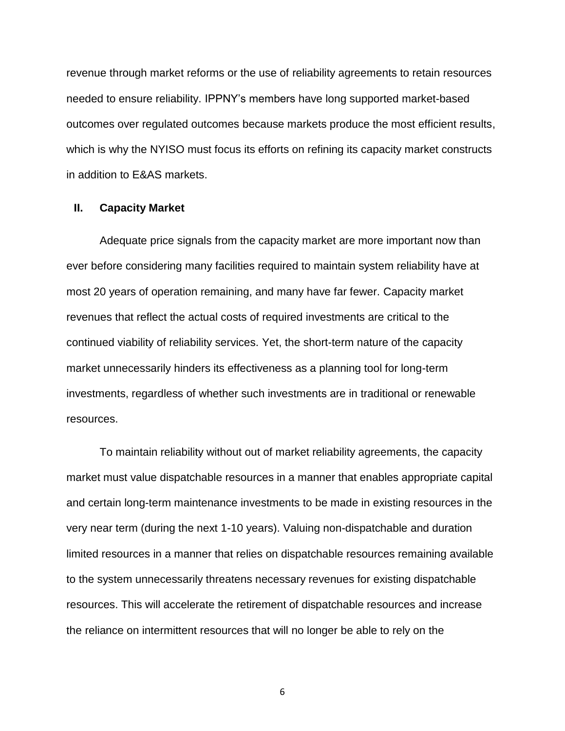revenue through market reforms or the use of reliability agreements to retain resources needed to ensure reliability. IPPNY's members have long supported market-based outcomes over regulated outcomes because markets produce the most efficient results, which is why the NYISO must focus its efforts on refining its capacity market constructs in addition to E&AS markets.

## II. Capacity Market

Adequate price signals from the capacity market are more important now than ever before considering many facilities required to maintain system reliability have at most 20 years of operation remaining, and many have far fewer. Capacity market revenues that reflect the actual costs of required investments are critical to the continued viability of reliability services. Yet, the short-term nature of the capacity market unnecessarily hinders its effectiveness as a planning tool for long-term investments, regardless of whether such investments are in traditional or renewable resources.

To maintain reliability without out of market reliability agreements, the capacity market must value dispatchable resources in a manner that enables appropriate capital and certain long-term maintenance investments to be made in existing resources in the very near term (during the next 1-10 years). Valuing non-dispatchable and duration limited resources in a manner that relies on dispatchable resources remaining available to the system unnecessarily threatens necessary revenues for existing dispatchable resources. This will accelerate the retirement of dispatchable resources and increase the reliance on intermittent resources that will no longer be able to rely on the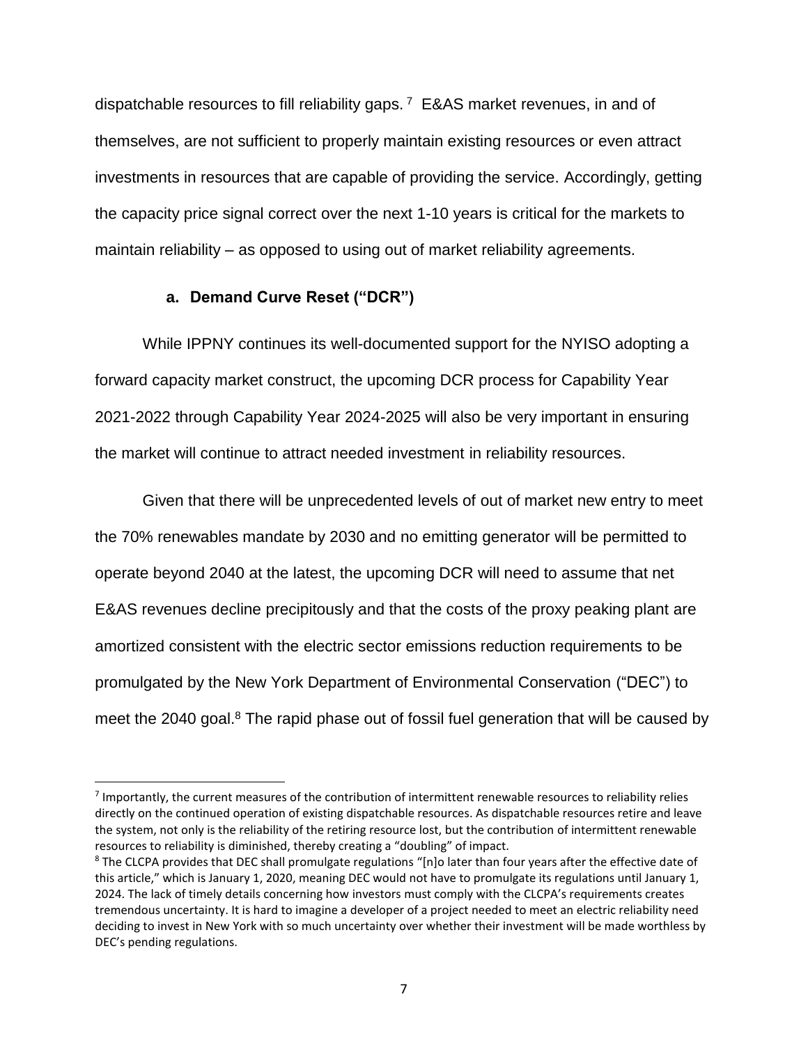dispatchable resources to fill reliability gaps.[7] E&AS market revenues, in and of themselves, are not sufficient to properly maintain existing resources or even attract investments in resources that are capable of providing the service. Accordingly, getting the capacity price signal correct over the next 1-10 years is critical for the markets to maintain reliability – as opposed to using out of market reliability agreements.

**a. Demand Curve Reset ("DCR")**

While IPPNY continues its well-documented support for the NYISO adopting a forward capacity market construct, the upcoming DCR process for Capability Year 2021-2022 through Capability Year 2024-2025 will also be very important in ensuring the market will continue to attract needed investment in reliability resources.

Given that there will be unprecedented levels of out of market new entry to meet the 70% renewables mandate by 2030 and no emitting generator will be permitted to operate beyond 2040 at the latest, the upcoming DCR will need to assume that net E&AS revenues decline precipitously and that the costs of the proxy peaking plant are amortized consistent with the electric sector emissions reduction requirements to be promulgated by the New York Department of Environmental Conservation ("DEC") to meet the 2040 goal.[8] The rapid phase out of fossil fuel generation that will be caused by

[7] Importantly, the current measures of the contribution of intermittent renewable resources to reliability relies directly on the continued operation of existing dispatchable resources. As dispatchable resources retire and leave the system, not only is the reliability of the retiring resource lost, but the contribution of intermittent renewable resources to reliability is diminished, thereby creating a "doubling" of impact.

[8] The CLCPA provides that DEC shall promulgate regulations "[n]o later than four years after the effective date of this article," which is January 1, 2020, meaning DEC would not have to promulgate its regulations until January 1, 2024. The lack of timely details concerning how investors must comply with the CLCPA's requirements creates tremendous uncertainty. It is hard to imagine a developer of a project needed to meet an electric reliability need deciding to invest in New York with so much uncertainty over whether their investment will be made worthless by DEC's pending regulations.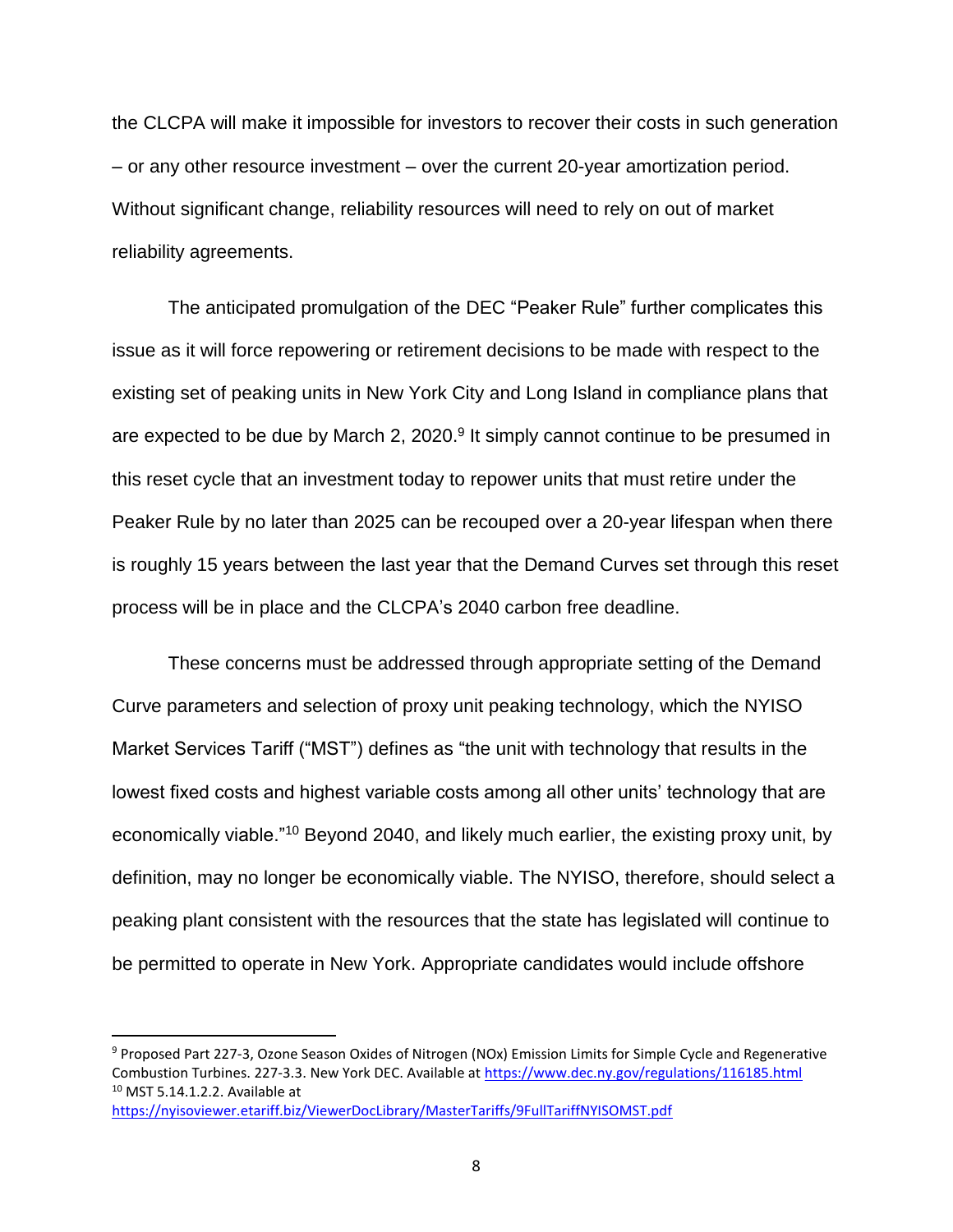the CLCPA will make it impossible for investors to recover their costs in such generation – or any other resource investment – over the current 20-year amortization period. Without significant change, reliability resources will need to rely on out of market reliability agreements.

The anticipated promulgation of the DEC "Peaker Rule" further complicates this issue as it will force repowering or retirement decisions to be made with respect to the existing set of peaking units in New York City and Long Island in compliance plans that are expected to be due by March 2, 2020.[9] It simply cannot continue to be presumed in this reset cycle that an investment today to repower units that must retire under the Peaker Rule by no later than 2025 can be recouped over a 20-year lifespan when there is roughly 15 years between the last year that the Demand Curves set through this reset process will be in place and the CLCPA's 2040 carbon free deadline.

These concerns must be addressed through appropriate setting of the Demand Curve parameters and selection of proxy unit peaking technology, which the NYISO Market Services Tariff ("MST") defines as "the unit with technology that results in the lowest fixed costs and highest variable costs among all other units' technology that are economically viable."[10] Beyond 2040, and likely much earlier, the existing proxy unit, by definition, may no longer be economically viable. The NYISO, therefore, should select a peaking plant consistent with the resources that the state has legislated will continue to be permitted to operate in New York. Appropriate candidates would include offshore

---

[9] Proposed Part 227-3, Ozone Season Oxides of Nitrogen (NOx) Emission Limits for Simple Cycle and Regenerative Combustion Turbines. 227-3.3. New York DEC. Available at https://www.dec.ny.gov/regulations/116185.html

[10] MST 5.14.1.2.2. Available at https://nyisoviewer.etariff.biz/ViewerDocLibrary/MasterTariffs/9FullTariffNYISOMST.pdf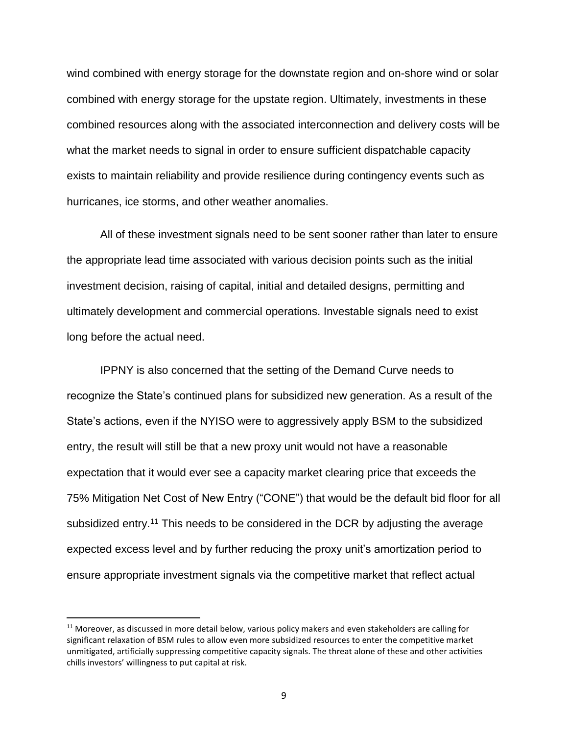wind combined with energy storage for the downstate region and on-shore wind or solar combined with energy storage for the upstate region. Ultimately, investments in these combined resources along with the associated interconnection and delivery costs will be what the market needs to signal in order to ensure sufficient dispatchable capacity exists to maintain reliability and provide resilience during contingency events such as hurricanes, ice storms, and other weather anomalies.

All of these investment signals need to be sent sooner rather than later to ensure the appropriate lead time associated with various decision points such as the initial investment decision, raising of capital, initial and detailed designs, permitting and ultimately development and commercial operations. Investable signals need to exist long before the actual need.

IPPNY is also concerned that the setting of the Demand Curve needs to recognize the State's continued plans for subsidized new generation. As a result of the State's actions, even if the NYISO were to aggressively apply BSM to the subsidized entry, the result will still be that a new proxy unit would not have a reasonable expectation that it would ever see a capacity market clearing price that exceeds the 75% Mitigation Net Cost of New Entry ("CONE") that would be the default bid floor for all subsidized entry.[11] This needs to be considered in the DCR by adjusting the average expected excess level and by further reducing the proxy unit's amortization period to ensure appropriate investment signals via the competitive market that reflect actual

[11] Moreover, as discussed in more detail below, various policy makers and even stakeholders are calling for significant relaxation of BSM rules to allow even more subsidized resources to enter the competitive market unmitigated, artificially suppressing competitive capacity signals. The threat alone of these and other activities chills investors' willingness to put capital at risk.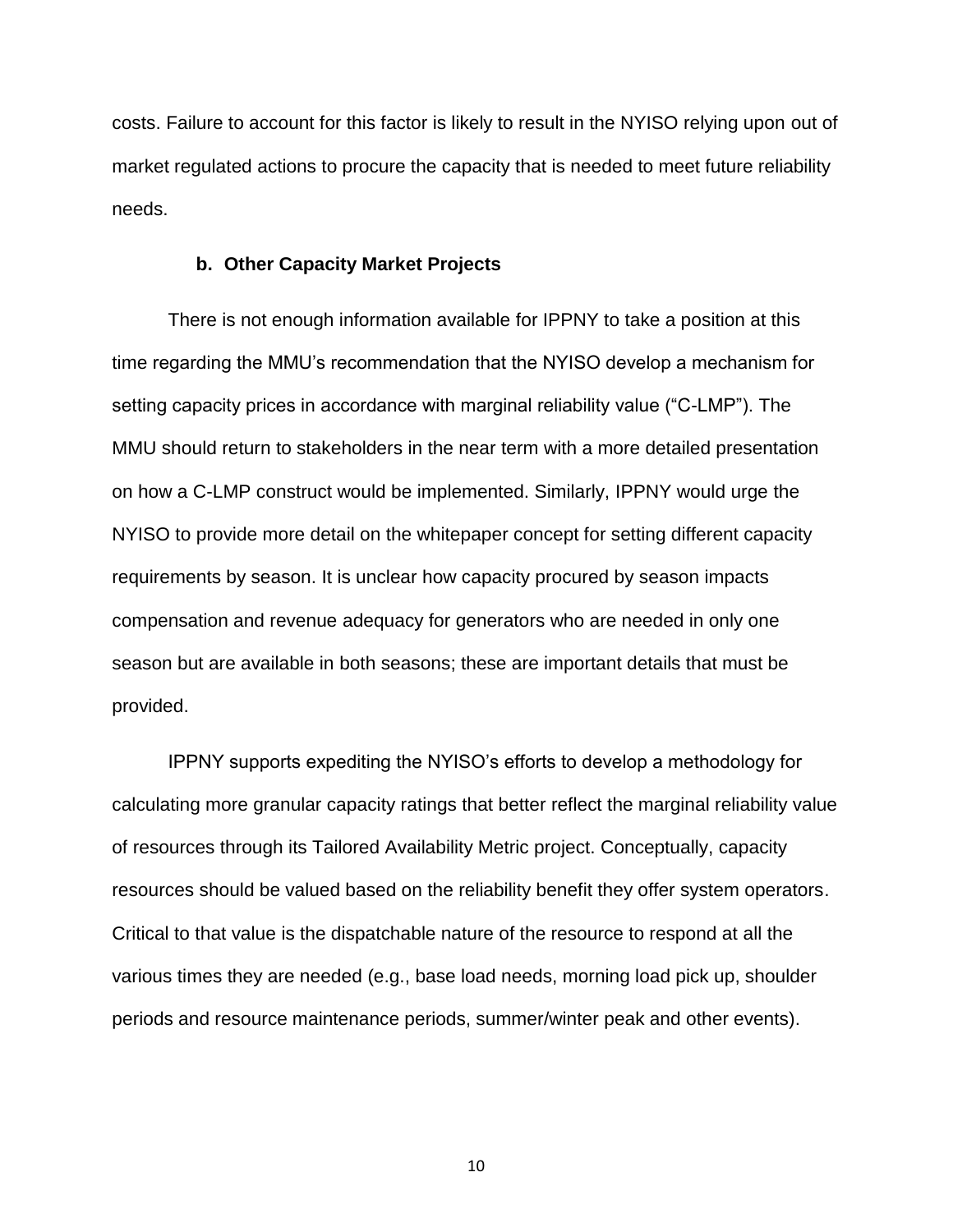costs. Failure to account for this factor is likely to result in the NYISO relying upon out of market regulated actions to procure the capacity that is needed to meet future reliability needs.

### b. Other Capacity Market Projects

There is not enough information available for IPPNY to take a position at this time regarding the MMU's recommendation that the NYISO develop a mechanism for setting capacity prices in accordance with marginal reliability value ("C-LMP"). The MMU should return to stakeholders in the near term with a more detailed presentation on how a C-LMP construct would be implemented. Similarly, IPPNY would urge the NYISO to provide more detail on the whitepaper concept for setting different capacity requirements by season. It is unclear how capacity procured by season impacts compensation and revenue adequacy for generators who are needed in only one season but are available in both seasons; these are important details that must be provided.

IPPNY supports expediting the NYISO's efforts to develop a methodology for calculating more granular capacity ratings that better reflect the marginal reliability value of resources through its Tailored Availability Metric project. Conceptually, capacity resources should be valued based on the reliability benefit they offer system operators. Critical to that value is the dispatchable nature of the resource to respond at all the various times they are needed (e.g., base load needs, morning load pick up, shoulder periods and resource maintenance periods, summer/winter peak and other events).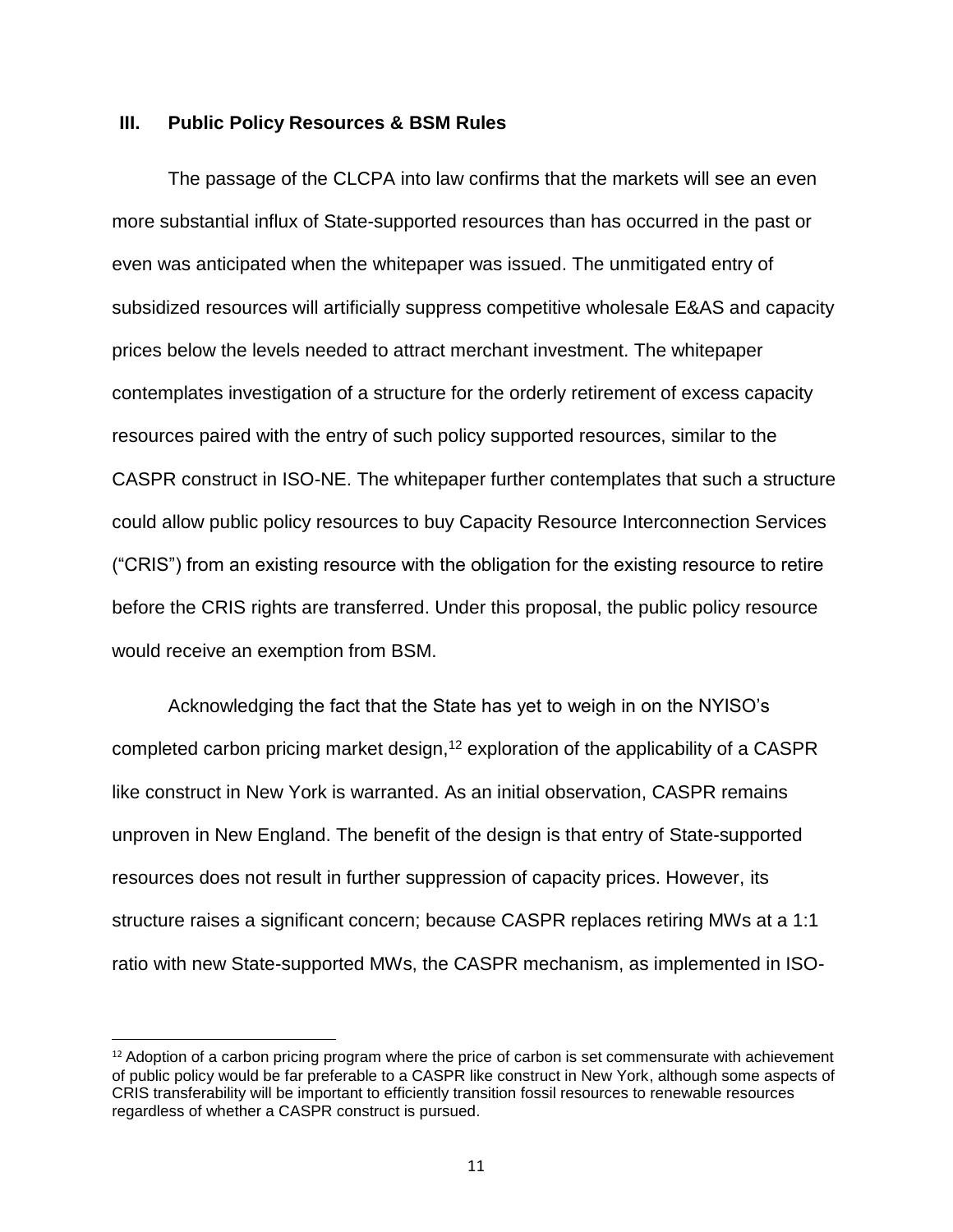## III. Public Policy Resources & BSM Rules

The passage of the CLCPA into law confirms that the markets will see an even more substantial influx of State-supported resources than has occurred in the past or even was anticipated when the whitepaper was issued. The unmitigated entry of subsidized resources will artificially suppress competitive wholesale E&AS and capacity prices below the levels needed to attract merchant investment. The whitepaper contemplates investigation of a structure for the orderly retirement of excess capacity resources paired with the entry of such policy supported resources, similar to the CASPR construct in ISO-NE. The whitepaper further contemplates that such a structure could allow public policy resources to buy Capacity Resource Interconnection Services ("CRIS") from an existing resource with the obligation for the existing resource to retire before the CRIS rights are transferred. Under this proposal, the public policy resource would receive an exemption from BSM.

Acknowledging the fact that the State has yet to weigh in on the NYISO's completed carbon pricing market design,[12] exploration of the applicability of a CASPR like construct in New York is warranted. As an initial observation, CASPR remains unproven in New England. The benefit of the design is that entry of State-supported resources does not result in further suppression of capacity prices. However, its structure raises a significant concern; because CASPR replaces retiring MWs at a 1:1 ratio with new State-supported MWs, the CASPR mechanism, as implemented in ISO-

[12] Adoption of a carbon pricing program where the price of carbon is set commensurate with achievement of public policy would be far preferable to a CASPR like construct in New York, although some aspects of CRIS transferability will be important to efficiently transition fossil resources to renewable resources regardless of whether a CASPR construct is pursued.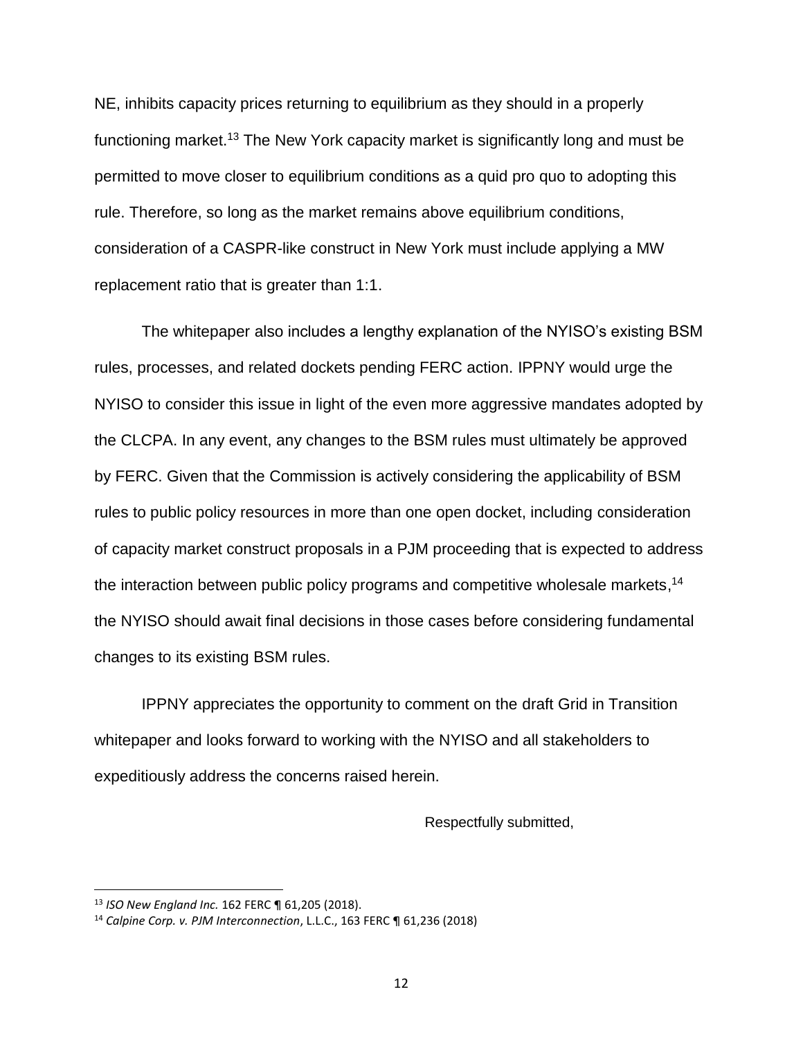NE, inhibits capacity prices returning to equilibrium as they should in a properly functioning market.[13] The New York capacity market is significantly long and must be permitted to move closer to equilibrium conditions as a quid pro quo to adopting this rule. Therefore, so long as the market remains above equilibrium conditions, consideration of a CASPR-like construct in New York must include applying a MW replacement ratio that is greater than 1:1.

The whitepaper also includes a lengthy explanation of the NYISO's existing BSM rules, processes, and related dockets pending FERC action. IPPNY would urge the NYISO to consider this issue in light of the even more aggressive mandates adopted by the CLCPA. In any event, any changes to the BSM rules must ultimately be approved by FERC. Given that the Commission is actively considering the applicability of BSM rules to public policy resources in more than one open docket, including consideration of capacity market construct proposals in a PJM proceeding that is expected to address the interaction between public policy programs and competitive wholesale markets,[14] the NYISO should await final decisions in those cases before considering fundamental changes to its existing BSM rules.

IPPNY appreciates the opportunity to comment on the draft Grid in Transition whitepaper and looks forward to working with the NYISO and all stakeholders to expeditiously address the concerns raised herein.

Respectfully submitted,

---

[13] *ISO New England Inc.* 162 FERC ¶ 61,205 (2018).

[14] *Calpine Corp. v. PJM Interconnection*, L.L.C., 163 FERC ¶ 61,236 (2018)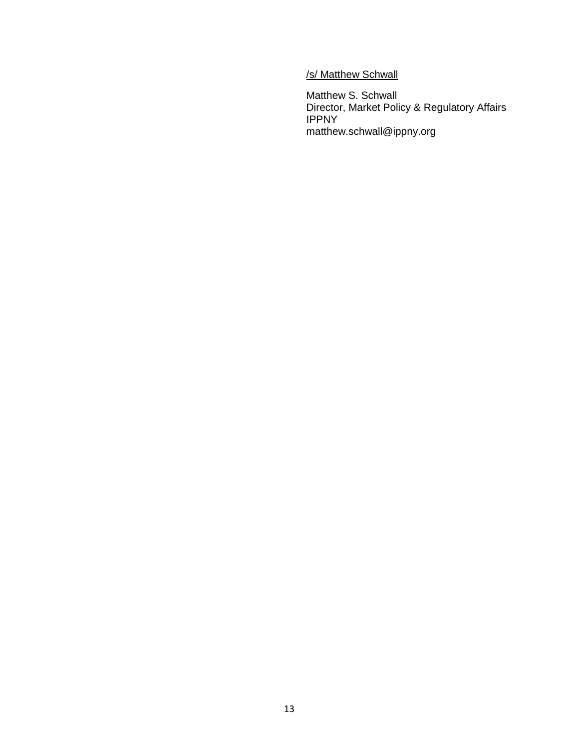<u>/s/ Matthew Schwall</u>

Matthew S. Schwall
Director, Market Policy & Regulatory Affairs
IPPNY
matthew.schwall@ippny.org